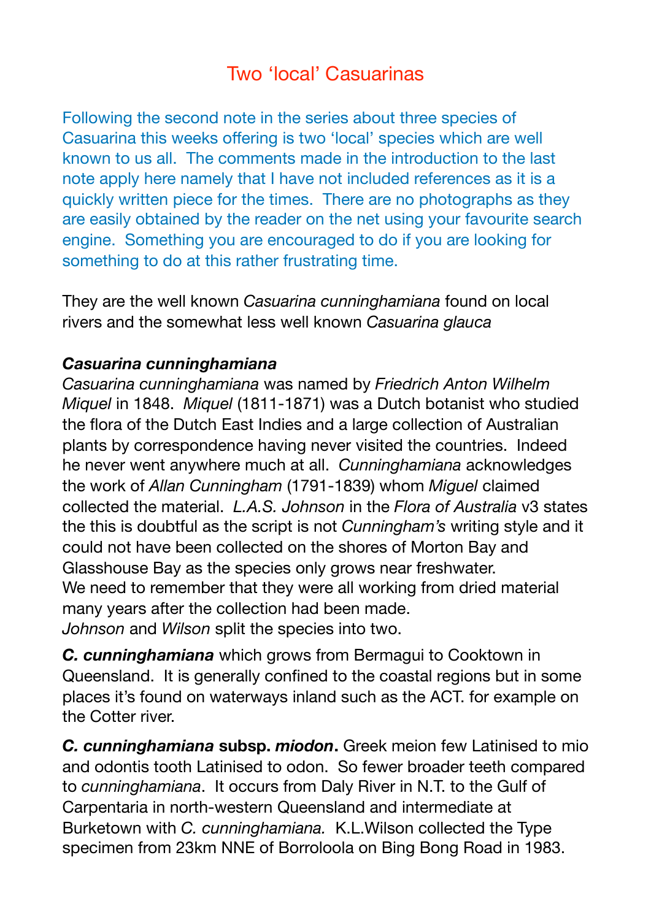# Two 'local' Casuarinas

Following the second note in the series about three species of Casuarina this weeks offering is two 'local' species which are well known to us all. The comments made in the introduction to the last note apply here namely that I have not included references as it is a quickly written piece for the times. There are no photographs as they are easily obtained by the reader on the net using your favourite search engine. Something you are encouraged to do if you are looking for something to do at this rather frustrating time.

They are the well known *Casuarina cunninghamiana* found on local rivers and the somewhat less well known *Casuarina glauca*

***Casuarina cunninghamiana***

*Casuarina cunninghamiana* was named by *Friedrich Anton Wilhelm Miquel* in 1848. *Miquel* (1811-1871) was a Dutch botanist who studied the flora of the Dutch East Indies and a large collection of Australian plants by correspondence having never visited the countries. Indeed he never went anywhere much at all. *Cunninghamiana* acknowledges the work of *Allan Cunningham* (1791-1839) whom *Miguel* claimed collected the material. *L.A.S. Johnson* in the *Flora of Australia* v3 states the this is doubtful as the script is not *Cunningham's* writing style and it could not have been collected on the shores of Morton Bay and Glasshouse Bay as the species only grows near freshwater.
We need to remember that they were all working from dried material many years after the collection had been made.
*Johnson* and *Wilson* split the species into two.

***C. cunninghamiana*** which grows from Bermagui to Cooktown in Queensland. It is generally confined to the coastal regions but in some places it's found on waterways inland such as the ACT. for example on the Cotter river.

***C. cunninghamiana* subsp. *miodon*.** Greek meion few Latinised to mio and odontis tooth Latinised to odon. So fewer broader teeth compared to *cunninghamiana*. It occurs from Daly River in N.T. to the Gulf of Carpentaria in north-western Queensland and intermediate at Burketown with *C. cunninghamiana.* K.L.Wilson collected the Type specimen from 23km NNE of Borroloola on Bing Bong Road in 1983.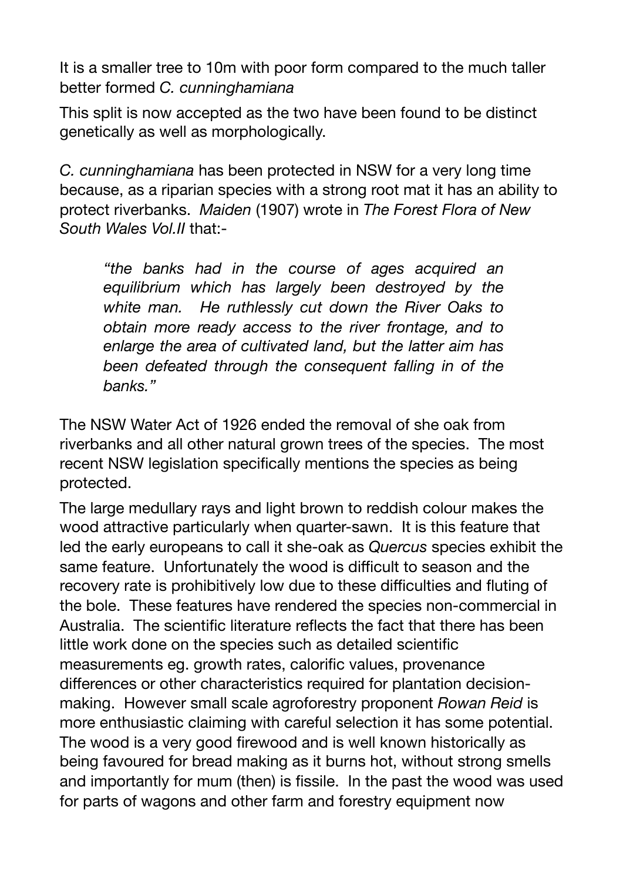It is a smaller tree to 10m with poor form compared to the much taller better formed *C. cunninghamiana*

This split is now accepted as the two have been found to be distinct genetically as well as morphologically.

*C. cunninghamiana* has been protected in NSW for a very long time because, as a riparian species with a strong root mat it has an ability to protect riverbanks. *Maiden* (1907) wrote in *The Forest Flora of New South Wales Vol.II* that:-

> *"the banks had in the course of ages acquired an equilibrium which has largely been destroyed by the white man. He ruthlessly cut down the River Oaks to obtain more ready access to the river frontage, and to enlarge the area of cultivated land, but the latter aim has been defeated through the consequent falling in of the banks."*

The NSW Water Act of 1926 ended the removal of she oak from riverbanks and all other natural grown trees of the species. The most recent NSW legislation specifically mentions the species as being protected.

The large medullary rays and light brown to reddish colour makes the wood attractive particularly when quarter-sawn. It is this feature that led the early europeans to call it she-oak as *Quercus* species exhibit the same feature. Unfortunately the wood is difficult to season and the recovery rate is prohibitively low due to these difficulties and fluting of the bole. These features have rendered the species non-commercial in Australia. The scientific literature reflects the fact that there has been little work done on the species such as detailed scientific measurements eg. growth rates, calorific values, provenance differences or other characteristics required for plantation decision-making. However small scale agroforestry proponent *Rowan Reid* is more enthusiastic claiming with careful selection it has some potential. The wood is a very good firewood and is well known historically as being favoured for bread making as it burns hot, without strong smells and importantly for mum (then) is fissile. In the past the wood was used for parts of wagons and other farm and forestry equipment now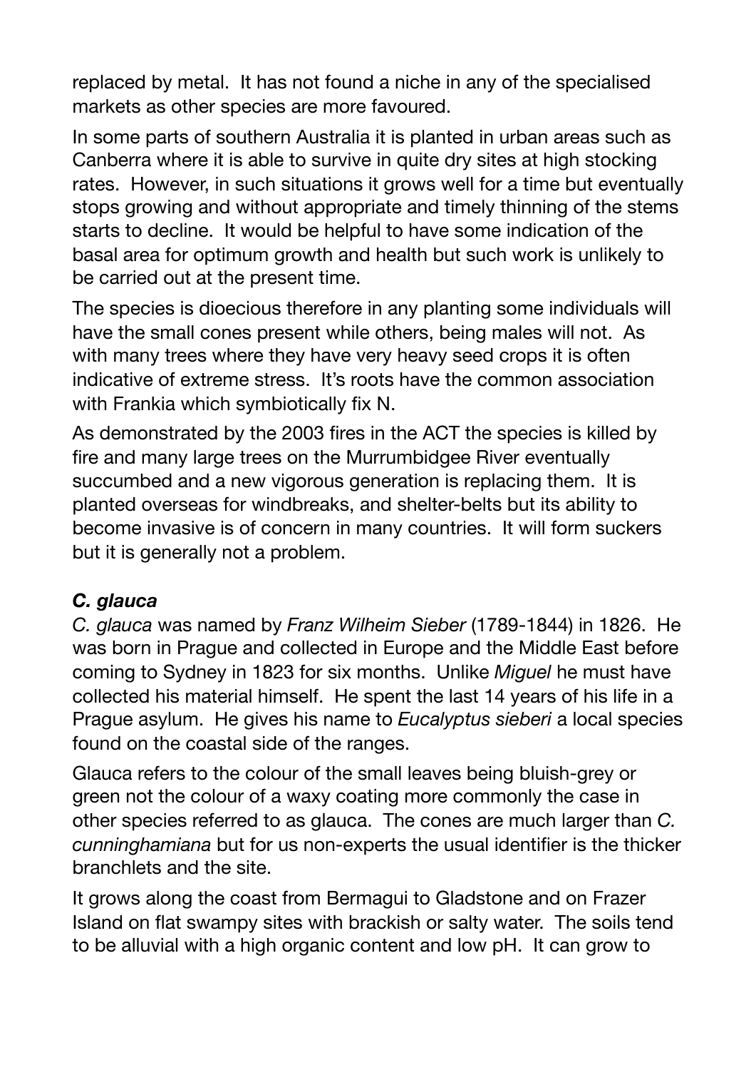replaced by metal. It has not found a niche in any of the specialised markets as other species are more favoured.

In some parts of southern Australia it is planted in urban areas such as Canberra where it is able to survive in quite dry sites at high stocking rates. However, in such situations it grows well for a time but eventually stops growing and without appropriate and timely thinning of the stems starts to decline. It would be helpful to have some indication of the basal area for optimum growth and health but such work is unlikely to be carried out at the present time.

The species is dioecious therefore in any planting some individuals will have the small cones present while others, being males will not. As with many trees where they have very heavy seed crops it is often indicative of extreme stress. It's roots have the common association with Frankia which symbiotically fix N.

As demonstrated by the 2003 fires in the ACT the species is killed by fire and many large trees on the Murrumbidgee River eventually succumbed and a new vigorous generation is replacing them. It is planted overseas for windbreaks, and shelter-belts but its ability to become invasive is of concern in many countries. It will form suckers but it is generally not a problem.

### ***C. glauca***

*C. glauca* was named by *Franz Wilheim Sieber* (1789-1844) in 1826. He was born in Prague and collected in Europe and the Middle East before coming to Sydney in 1823 for six months. Unlike *Miguel* he must have collected his material himself. He spent the last 14 years of his life in a Prague asylum. He gives his name to *Eucalyptus sieberi* a local species found on the coastal side of the ranges.

Glauca refers to the colour of the small leaves being bluish-grey or green not the colour of a waxy coating more commonly the case in other species referred to as glauca. The cones are much larger than *C. cunninghamiana* but for us non-experts the usual identifier is the thicker branchlets and the site.

It grows along the coast from Bermagui to Gladstone and on Frazer Island on flat swampy sites with brackish or salty water. The soils tend to be alluvial with a high organic content and low pH. It can grow to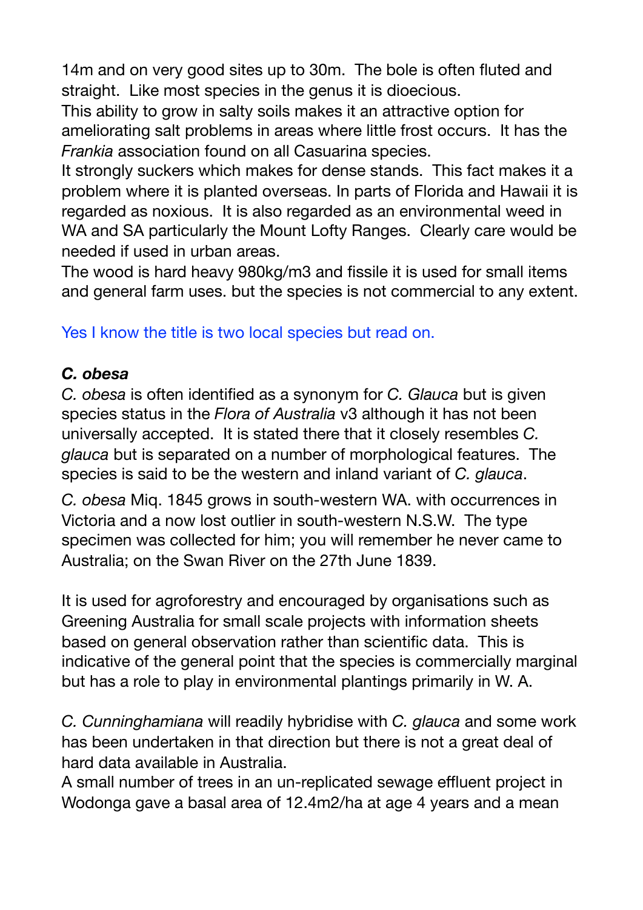14m and on very good sites up to 30m. The bole is often fluted and straight. Like most species in the genus it is dioecious.
This ability to grow in salty soils makes it an attractive option for ameliorating salt problems in areas where little frost occurs. It has the *Frankia* association found on all Casuarina species.
It strongly suckers which makes for dense stands. This fact makes it a problem where it is planted overseas. In parts of Florida and Hawaii it is regarded as noxious. It is also regarded as an environmental weed in WA and SA particularly the Mount Lofty Ranges. Clearly care would be needed if used in urban areas.
The wood is hard heavy 980kg/m3 and fissile it is used for small items and general farm uses. but the species is not commercial to any extent.

Yes I know the title is two local species but read on.

### *C. obesa*

*C. obesa* is often identified as a synonym for *C. Glauca* but is given species status in the *Flora of Australia* v3 although it has not been universally accepted. It is stated there that it closely resembles *C. glauca* but is separated on a number of morphological features. The species is said to be the western and inland variant of *C. glauca*.

*C. obesa* Miq. 1845 grows in south-western WA. with occurrences in Victoria and a now lost outlier in south-western N.S.W. The type specimen was collected for him; you will remember he never came to Australia; on the Swan River on the 27th June 1839.

It is used for agroforestry and encouraged by organisations such as Greening Australia for small scale projects with information sheets based on general observation rather than scientific data. This is indicative of the general point that the species is commercially marginal but has a role to play in environmental plantings primarily in W. A.

*C. Cunninghamiana* will readily hybridise with *C. glauca* and some work has been undertaken in that direction but there is not a great deal of hard data available in Australia.
A small number of trees in an un-replicated sewage effluent project in Wodonga gave a basal area of 12.4m2/ha at age 4 years and a mean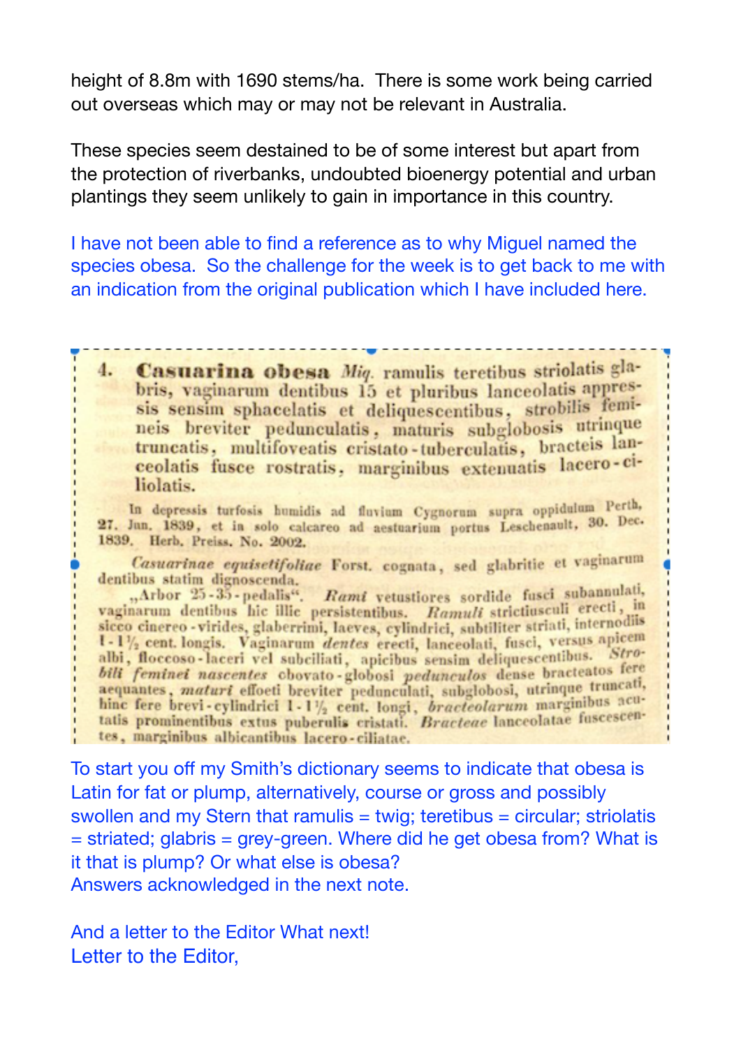height of 8.8m with 1690 stems/ha. There is some work being carried out overseas which may or may not be relevant in Australia.

These species seem destained to be of some interest but apart from the protection of riverbanks, undoubted bioenergy potential and urban plantings they seem unlikely to gain in importance in this country.

I have not been able to find a reference as to why Miguel named the species obesa. So the challenge for the week is to get back to me with an indication from the original publication which I have included here.

4. **Casuarina obesa** *Miq.* ramulis teretibus striolatis glabris, vaginarum dentibus 15 et pluribus lanceolatis appressis sensim sphacelatis et deliquescentibus, strobilis femineis breviter pedunculatis, maturis subglobosis utrinque truncatis, multifoveatis cristato-tuberculatis, bracteis lanceolatis fusce rostratis, marginibus extenuatis lacero-ciliolatis.

In depressis turfosis humidis ad fluvium Cygnorum supra oppidulum Perth, 27. Jun. 1839, et in solo calcareo ad aestuarium portus Leschenault, 30. Dec. 1839. Herb. Preiss. No. 2002.

*Casuarinae equisetifoliae* Forst. cognata, sed glabritie et vaginarum dentibus statim dignoscenda.

„Arbor 25-35-pedalis". *Rami* vetustiores sordide fusci subannulati, vaginarum dentibus hic illic persistentibus. *Ramuli* strictiusculi erecti, in sicco cinereo-virides, glaberrimi, laeves, cylindrici, subtiliter striati, internodiis 1-1½ cent. longis. Vaginarum *dentes* erecti, lanceolati, fusci, versus apicem albi, flocceso-laceri vel subciliati, apicibus sensim deliquescentibus. *Strobili feminei nascentes* obovato-globosi *pedunculos* dense bracteatos fere aequantes, *maturi* effoeti breviter pedunculati, subglobosi, utrinque truncati, hinc fere brevi-cylindrici 1-1½ cent. longi, *bracteolarum* marginibus acutatis prominentibus extus puberulis cristati. *Bracteae* lanceolatae fuscescentes, marginibus albicantibus lacero-ciliatae.

To start you off my Smith's dictionary seems to indicate that obesa is Latin for fat or plump, alternatively, course or gross and possibly swollen and my Stern that ramulis = twig; teretibus = circular; striolatis = striated; glabris = grey-green. Where did he get obesa from? What is it that is plump? Or what else is obesa?
Answers acknowledged in the next note.

And a letter to the Editor What next!
Letter to the Editor,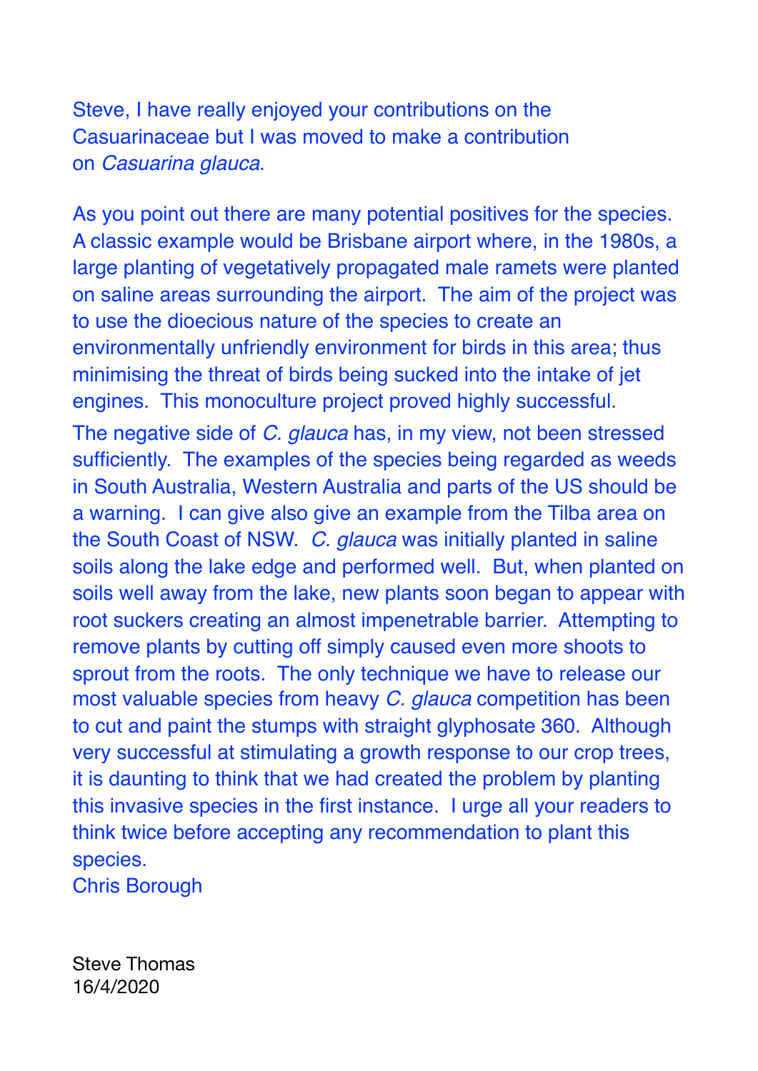Steve, I have really enjoyed your contributions on the Casuarinaceae but I was moved to make a contribution on *Casuarina glauca*.

As you point out there are many potential positives for the species. A classic example would be Brisbane airport where, in the 1980s, a large planting of vegetatively propagated male ramets were planted on saline areas surrounding the airport. The aim of the project was to use the dioecious nature of the species to create an environmentally unfriendly environment for birds in this area; thus minimising the threat of birds being sucked into the intake of jet engines. This monoculture project proved highly successful.

The negative side of *C. glauca* has, in my view, not been stressed sufficiently. The examples of the species being regarded as weeds in South Australia, Western Australia and parts of the US should be a warning. I can give also give an example from the Tilba area on the South Coast of NSW. *C. glauca* was initially planted in saline soils along the lake edge and performed well. But, when planted on soils well away from the lake, new plants soon began to appear with root suckers creating an almost impenetrable barrier. Attempting to remove plants by cutting off simply caused even more shoots to sprout from the roots. The only technique we have to release our most valuable species from heavy *C. glauca* competition has been to cut and paint the stumps with straight glyphosate 360. Although very successful at stimulating a growth response to our crop trees, it is daunting to think that we had created the problem by planting this invasive species in the first instance. I urge all your readers to think twice before accepting any recommendation to plant this species.

Chris Borough

Steve Thomas
16/4/2020